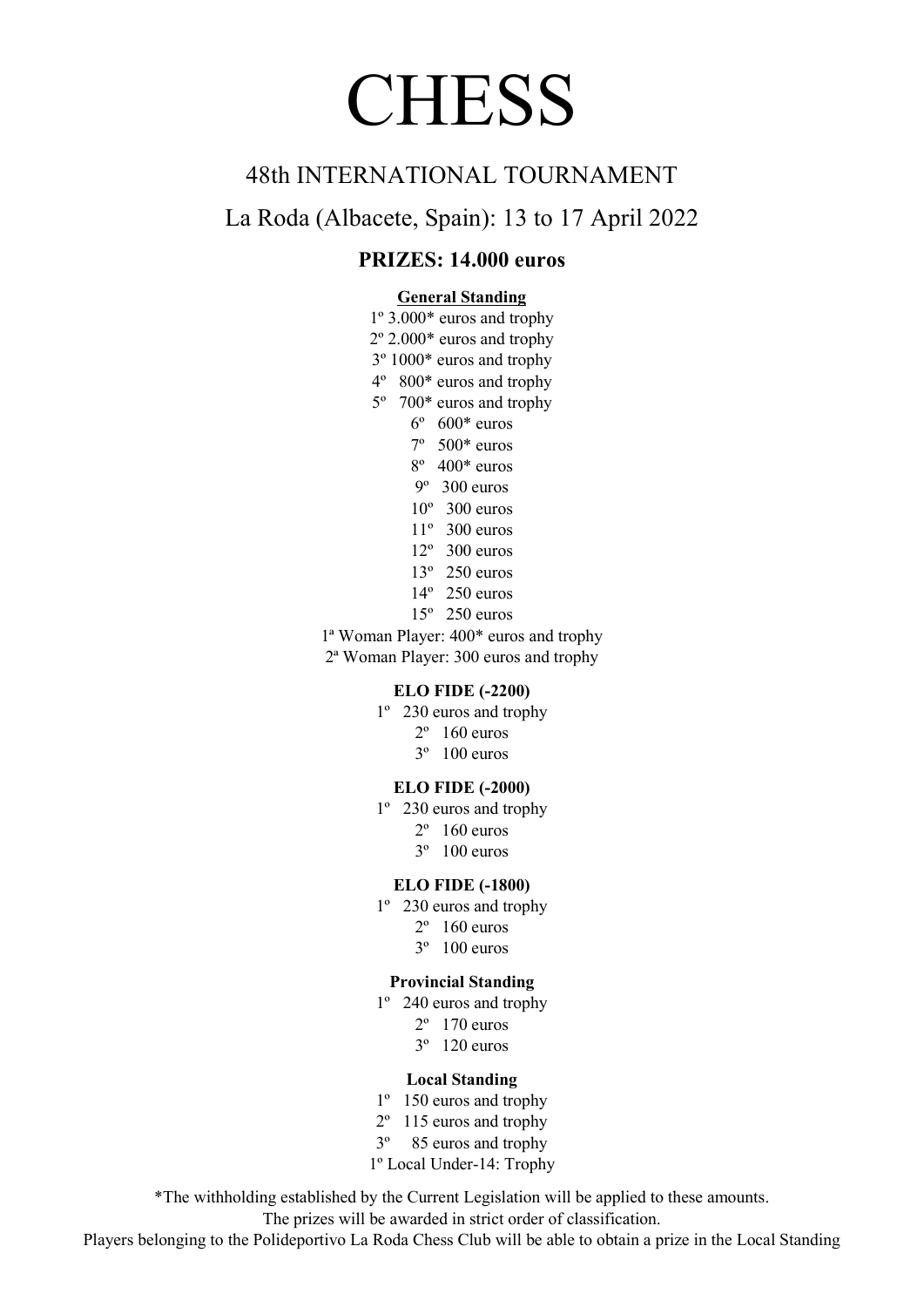# CHESS

## 48th INTERNATIONAL TOURNAMENT

## La Roda (Albacete, Spain): 13 to 17 April 2022

### PRIZES: 14.000 euros

**General Standing**

1º 3.000* euros and trophy
2º 2.000* euros and trophy
3º 1000* euros and trophy
4º 800* euros and trophy
5º 700* euros and trophy
6º 600* euros
7º 500* euros
8º 400* euros
9º 300 euros
10º 300 euros
11º 300 euros
12º 300 euros
13º 250 euros
14º 250 euros
15º 250 euros
1ª Woman Player: 400* euros and trophy
2ª Woman Player: 300 euros and trophy

**ELO FIDE (-2200)**

1º 230 euros and trophy
2º 160 euros
3º 100 euros

**ELO FIDE (-2000)**

1º 230 euros and trophy
2º 160 euros
3º 100 euros

**ELO FIDE (-1800)**

1º 230 euros and trophy
2º 160 euros
3º 100 euros

**Provincial Standing**

1º 240 euros and trophy
2º 170 euros
3º 120 euros

**Local Standing**

1º 150 euros and trophy
2º 115 euros and trophy
3º 85 euros and trophy
1º Local Under-14: Trophy

*The withholding established by the Current Legislation will be applied to these amounts.
The prizes will be awarded in strict order of classification.
Players belonging to the Polideportivo La Roda Chess Club will be able to obtain a prize in the Local Standing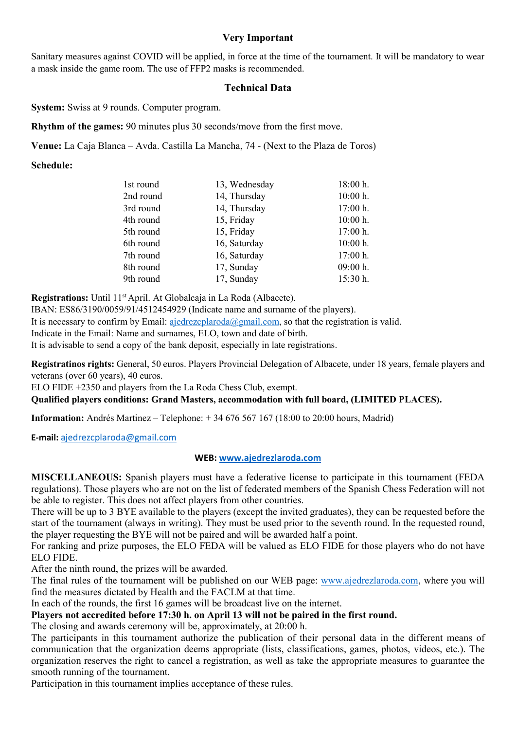## Very Important

Sanitary measures against COVID will be applied, in force at the time of the tournament. It will be mandatory to wear a mask inside the game room. The use of FFP2 masks is recommended.

## Technical Data

**System:** Swiss at 9 rounds. Computer program.

**Rhythm of the games:** 90 minutes plus 30 seconds/move from the first move.

**Venue:** La Caja Blanca – Avda. Castilla La Mancha, 74 - (Next to the Plaza de Toros)

**Schedule:**

| | | |
|---|---|---|
| 1st round | 13, Wednesday | 18:00 h. |
| 2nd round | 14, Thursday | 10:00 h. |
| 3rd round | 14, Thursday | 17:00 h. |
| 4th round | 15, Friday | 10:00 h. |
| 5th round | 15, Friday | 17:00 h. |
| 6th round | 16, Saturday | 10:00 h. |
| 7th round | 16, Saturday | 17:00 h. |
| 8th round | 17, Sunday | 09:00 h. |
| 9th round | 17, Sunday | 15:30 h. |

**Registrations:** Until 11st April. At Globalcaja in La Roda (Albacete).
IBAN: ES86/3190/0059/91/4512454929 (Indicate name and surname of the players).
It is necessary to confirm by Email: ajedrezcplaroda@gmail.com, so that the registration is valid.
Indicate in the Email: Name and surnames, ELO, town and date of birth.
It is advisable to send a copy of the bank deposit, especially in late registrations.

**Registratinos rights:** General, 50 euros. Players Provincial Delegation of Albacete, under 18 years, female players and veterans (over 60 years), 40 euros.
ELO FIDE +2350 and players from the La Roda Chess Club, exempt.
**Qualified players conditions: Grand Masters, accommodation with full board, (LIMITED PLACES).**

**Information:** Andrés Martinez – Telephone: + 34 676 567 167 (18:00 to 20:00 hours, Madrid)

**E-mail:** ajedrezcplaroda@gmail.com

**WEB: www.ajedrezlaroda.com**

**MISCELLANEOUS:** Spanish players must have a federative license to participate in this tournament (FEDA regulations). Those players who are not on the list of federated members of the Spanish Chess Federation will not be able to register. This does not affect players from other countries.
There will be up to 3 BYE available to the players (except the invited graduates), they can be requested before the start of the tournament (always in writing). They must be used prior to the seventh round. In the requested round, the player requesting the BYE will not be paired and will be awarded half a point.
For ranking and prize purposes, the ELO FEDA will be valued as ELO FIDE for those players who do not have ELO FIDE.
After the ninth round, the prizes will be awarded.
The final rules of the tournament will be published on our WEB page: www.ajedrezlaroda.com, where you will find the measures dictated by Health and the FACLM at that time.
In each of the rounds, the first 16 games will be broadcast live on the internet.
**Players not accredited before 17:30 h. on April 13 will not be paired in the first round.**
The closing and awards ceremony will be, approximately, at 20:00 h.
The participants in this tournament authorize the publication of their personal data in the different means of communication that the organization deems appropriate (lists, classifications, games, photos, videos, etc.). The organization reserves the right to cancel a registration, as well as take the appropriate measures to guarantee the smooth running of the tournament.
Participation in this tournament implies acceptance of these rules.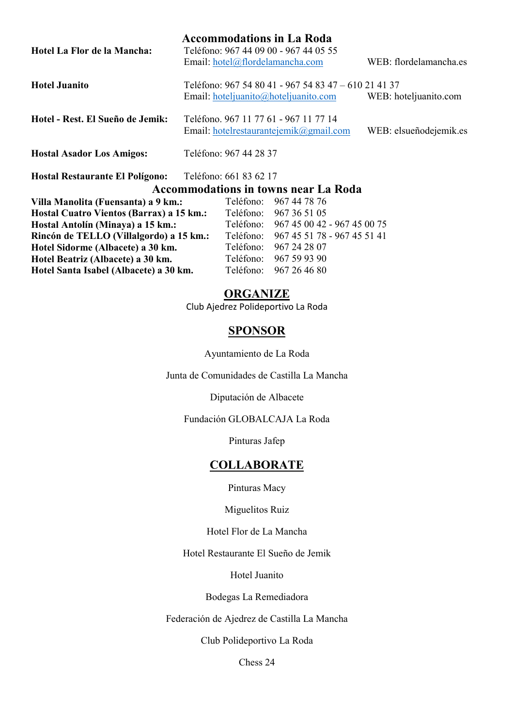## Accommodations in La Roda

**Hotel La Flor de la Mancha:** Teléfono: 967 44 09 00 - 967 44 05 55
Email: hotel@flordelamancha.com WEB: flordelamancha.es

**Hotel Juanito** Teléfono: 967 54 80 41 - 967 54 83 47 – 610 21 41 37
Email: hoteljuanito@hoteljuanito.com WEB: hoteljuanito.com

**Hotel - Rest. El Sueño de Jemik:** Teléfono. 967 11 77 61 - 967 11 77 14
Email: hotelrestaurantejemik@gmail.com WEB: elsueñodejemik.es

**Hostal Asador Los Amigos:** Teléfono: 967 44 28 37

**Hostal Restaurante El Polígono:** Teléfono: 661 83 62 17

## Accommodations in towns near La Roda

| | | |
|---|---|---|
| **Villa Manolita (Fuensanta) a 9 km.:** | Teléfono: | 967 44 78 76 |
| **Hostal Cuatro Vientos (Barrax) a 15 km.:** | Teléfono: | 967 36 51 05 |
| **Hostal Antolín (Minaya) a 15 km.:** | Teléfono: | 967 45 00 42 - 967 45 00 75 |
| **Rincón de TELLO (Villalgordo) a 15 km.:** | Teléfono: | 967 45 51 78 - 967 45 51 41 |
| **Hotel Sidorme (Albacete) a 30 km.** | Teléfono: | 967 24 28 07 |
| **Hotel Beatriz (Albacete) a 30 km.** | Teléfono: | 967 59 93 90 |
| **Hotel Santa Isabel (Albacete) a 30 km.** | Teléfono: | 967 26 46 80 |

## ORGANIZE

Club Ajedrez Polideportivo La Roda

## SPONSOR

Ayuntamiento de La Roda

Junta de Comunidades de Castilla La Mancha

Diputación de Albacete

Fundación GLOBALCAJA La Roda

Pinturas Jafep

## COLLABORATE

Pinturas Macy

Miguelitos Ruiz

Hotel Flor de La Mancha

Hotel Restaurante El Sueño de Jemik

Hotel Juanito

Bodegas La Remediadora

Federación de Ajedrez de Castilla La Mancha

Club Polideportivo La Roda

Chess 24